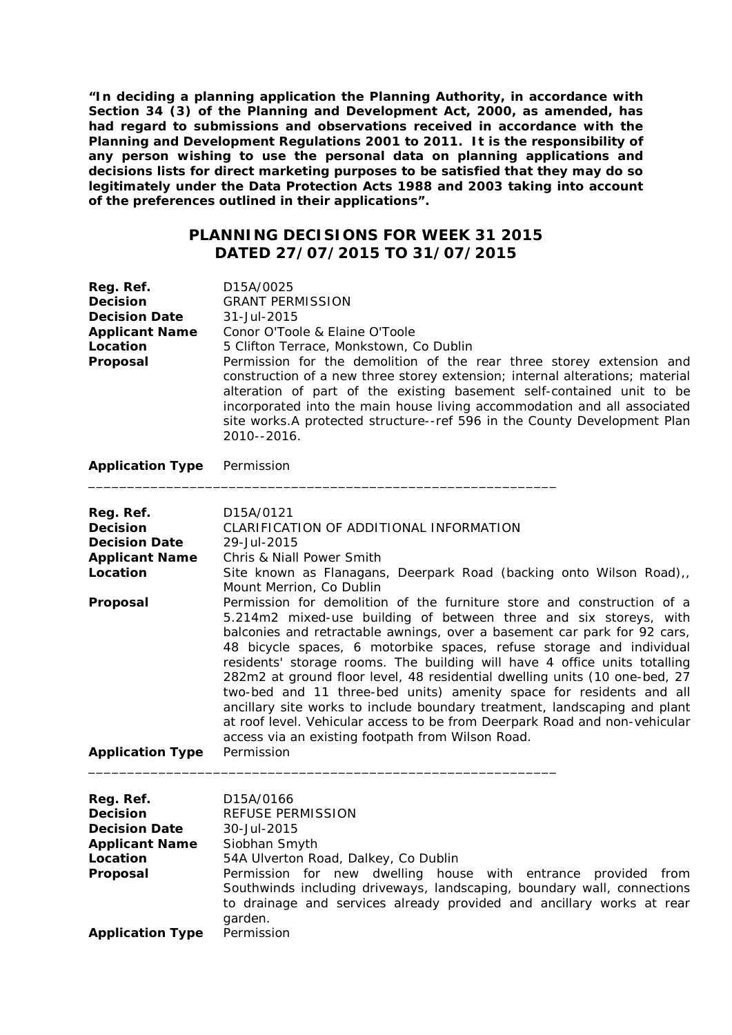**"In deciding a planning application the Planning Authority, in accordance with Section 34 (3) of the Planning and Development Act, 2000, as amended, has had regard to submissions and observations received in accordance with the Planning and Development Regulations 2001 to 2011. It is the responsibility of any person wishing to use the personal data on planning applications and decisions lists for direct marketing purposes to be satisfied that they may do so legitimately under the Data Protection Acts 1988 and 2003 taking into account of the preferences outlined in their applications".**

## PLANNING DECISIONS FOR WEEK 31 2015
## DATED 27/07/2015 TO 31/07/2015

**Reg. Ref.** D15A/0025
**Decision** GRANT PERMISSION
**Decision Date** 31-Jul-2015
**Applicant Name** Conor O'Toole & Elaine O'Toole
**Location** 5 Clifton Terrace, Monkstown, Co Dublin
**Proposal** Permission for the demolition of the rear three storey extension and construction of a new three storey extension; internal alterations; material alteration of part of the existing basement self-contained unit to be incorporated into the main house living accommodation and all associated site works.A protected structure--ref 596 in the County Development Plan 2010--2016.

**Application Type** Permission

---

**Reg. Ref.** D15A/0121
**Decision** CLARIFICATION OF ADDITIONAL INFORMATION
**Decision Date** 29-Jul-2015
**Applicant Name** Chris & Niall Power Smith
**Location** Site known as Flanagans, Deerpark Road (backing onto Wilson Road),, Mount Merrion, Co Dublin
**Proposal** Permission for demolition of the furniture store and construction of a 5.214m2 mixed-use building of between three and six storeys, with balconies and retractable awnings, over a basement car park for 92 cars, 48 bicycle spaces, 6 motorbike spaces, refuse storage and individual residents' storage rooms. The building will have 4 office units totalling 282m2 at ground floor level, 48 residential dwelling units (10 one-bed, 27 two-bed and 11 three-bed units) amenity space for residents and all ancillary site works to include boundary treatment, landscaping and plant at roof level. Vehicular access to be from Deerpark Road and non-vehicular access via an existing footpath from Wilson Road.
**Application Type** Permission

---

**Reg. Ref.** D15A/0166
**Decision** REFUSE PERMISSION
**Decision Date** 30-Jul-2015
**Applicant Name** Siobhan Smyth
**Location** 54A Ulverton Road, Dalkey, Co Dublin
**Proposal** Permission for new dwelling house with entrance provided from Southwinds including driveways, landscaping, boundary wall, connections to drainage and services already provided and ancillary works at rear garden.
**Application Type** Permission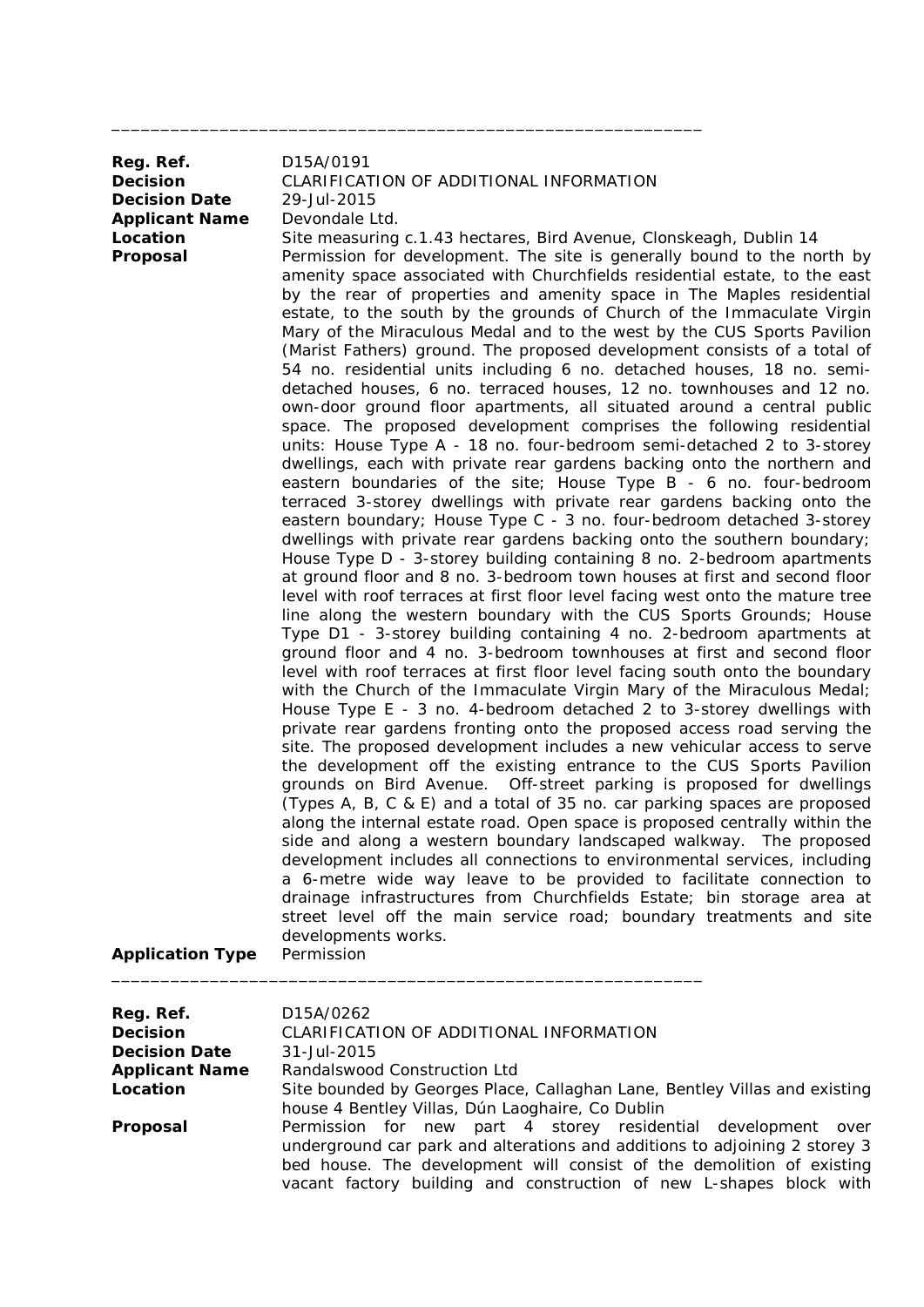______________________________________________________________

**Reg. Ref.** D15A/0191
**Decision** CLARIFICATION OF ADDITIONAL INFORMATION
**Decision Date** 29-Jul-2015
**Applicant Name** Devondale Ltd.
**Location** Site measuring c.1.43 hectares, Bird Avenue, Clonskeagh, Dublin 14
**Proposal** Permission for development. The site is generally bound to the north by amenity space associated with Churchfields residential estate, to the east by the rear of properties and amenity space in The Maples residential estate, to the south by the grounds of Church of the Immaculate Virgin Mary of the Miraculous Medal and to the west by the CUS Sports Pavilion (Marist Fathers) ground. The proposed development consists of a total of 54 no. residential units including 6 no. detached houses, 18 no. semi-detached houses, 6 no. terraced houses, 12 no. townhouses and 12 no. own-door ground floor apartments, all situated around a central public space. The proposed development comprises the following residential units: House Type A - 18 no. four-bedroom semi-detached 2 to 3-storey dwellings, each with private rear gardens backing onto the northern and eastern boundaries of the site; House Type B - 6 no. four-bedroom terraced 3-storey dwellings with private rear gardens backing onto the eastern boundary; House Type C - 3 no. four-bedroom detached 3-storey dwellings with private rear gardens backing onto the southern boundary; House Type D - 3-storey building containing 8 no. 2-bedroom apartments at ground floor and 8 no. 3-bedroom town houses at first and second floor level with roof terraces at first floor level facing west onto the mature tree line along the western boundary with the CUS Sports Grounds; House Type D1 - 3-storey building containing 4 no. 2-bedroom apartments at ground floor and 4 no. 3-bedroom townhouses at first and second floor level with roof terraces at first floor level facing south onto the boundary with the Church of the Immaculate Virgin Mary of the Miraculous Medal; House Type E - 3 no. 4-bedroom detached 2 to 3-storey dwellings with private rear gardens fronting onto the proposed access road serving the site. The proposed development includes a new vehicular access to serve the development off the existing entrance to the CUS Sports Pavilion grounds on Bird Avenue. Off-street parking is proposed for dwellings (Types A, B, C & E) and a total of 35 no. car parking spaces are proposed along the internal estate road. Open space is proposed centrally within the side and along a western boundary landscaped walkway. The proposed development includes all connections to environmental services, including a 6-metre wide way leave to be provided to facilitate connection to drainage infrastructures from Churchfields Estate; bin storage area at street level off the main service road; boundary treatments and site developments works.
**Application Type** Permission

______________________________________________________________

**Reg. Ref.** D15A/0262
**Decision** CLARIFICATION OF ADDITIONAL INFORMATION
**Decision Date** 31-Jul-2015
**Applicant Name** Randalswood Construction Ltd
**Location** Site bounded by Georges Place, Callaghan Lane, Bentley Villas and existing house 4 Bentley Villas, Dún Laoghaire, Co Dublin
**Proposal** Permission for new part 4 storey residential development over underground car park and alterations and additions to adjoining 2 storey 3 bed house. The development will consist of the demolition of existing vacant factory building and construction of new L-shapes block with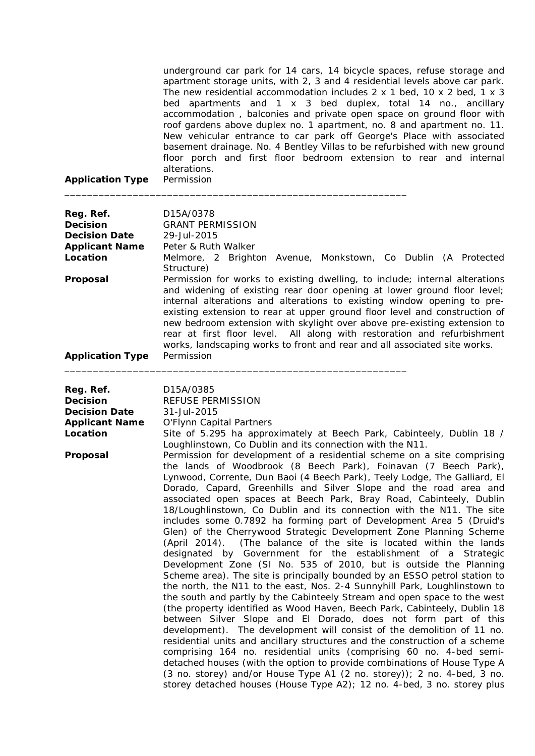underground car park for 14 cars, 14 bicycle spaces, refuse storage and apartment storage units, with 2, 3 and 4 residential levels above car park. The new residential accommodation includes 2 x 1 bed, 10 x 2 bed, 1 x 3 bed apartments and 1 x 3 bed duplex, total 14 no., ancillary accommodation , balconies and private open space on ground floor with roof gardens above duplex no. 1 apartment, no. 8 and apartment no. 11. New vehicular entrance to car park off George's Place with associated basement drainage. No. 4 Bentley Villas to be refurbished with new ground floor porch and first floor bedroom extension to rear and internal alterations.

**Application Type** Permission

---

**Reg. Ref.** D15A/0378
**Decision** GRANT PERMISSION
**Decision Date** 29-Jul-2015
**Applicant Name** Peter & Ruth Walker
**Location** Melmore, 2 Brighton Avenue, Monkstown, Co Dublin (A Protected Structure)
**Proposal** Permission for works to existing dwelling, to include; internal alterations and widening of existing rear door opening at lower ground floor level; internal alterations and alterations to existing window opening to pre-existing extension to rear at upper ground floor level and construction of new bedroom extension with skylight over above pre-existing extension to rear at first floor level. All along with restoration and refurbishment works, landscaping works to front and rear and all associated site works.
**Application Type** Permission

---

**Reg. Ref.** D15A/0385
**Decision** REFUSE PERMISSION
**Decision Date** 31-Jul-2015
**Applicant Name** O'Flynn Capital Partners
**Location** Site of 5.295 ha approximately at Beech Park, Cabinteely, Dublin 18 / Loughlinstown, Co Dublin and its connection with the N11.
**Proposal** Permission for development of a residential scheme on a site comprising the lands of Woodbrook (8 Beech Park), Foinavan (7 Beech Park), Lynwood, Corrente, Dun Baoi (4 Beech Park), Teely Lodge, The Galliard, El Dorado, Capard, Greenhills and Silver Slope and the road area and associated open spaces at Beech Park, Bray Road, Cabinteely, Dublin 18/Loughlinstown, Co Dublin and its connection with the N11. The site includes some 0.7892 ha forming part of Development Area 5 (Druid's Glen) of the Cherrywood Strategic Development Zone Planning Scheme (April 2014). (The balance of the site is located within the lands designated by Government for the establishment of a Strategic Development Zone (SI No. 535 of 2010, but is outside the Planning Scheme area). The site is principally bounded by an ESSO petrol station to the north, the N11 to the east, Nos. 2-4 Sunnyhill Park, Loughlinstown to the south and partly by the Cabinteely Stream and open space to the west (the property identified as Wood Haven, Beech Park, Cabinteely, Dublin 18 between Silver Slope and El Dorado, does not form part of this development). The development will consist of the demolition of 11 no. residential units and ancillary structures and the construction of a scheme comprising 164 no. residential units (comprising 60 no. 4-bed semi-detached houses (with the option to provide combinations of House Type A (3 no. storey) and/or House Type A1 (2 no. storey)); 2 no. 4-bed, 3 no. storey detached houses (House Type A2); 12 no. 4-bed, 3 no. storey plus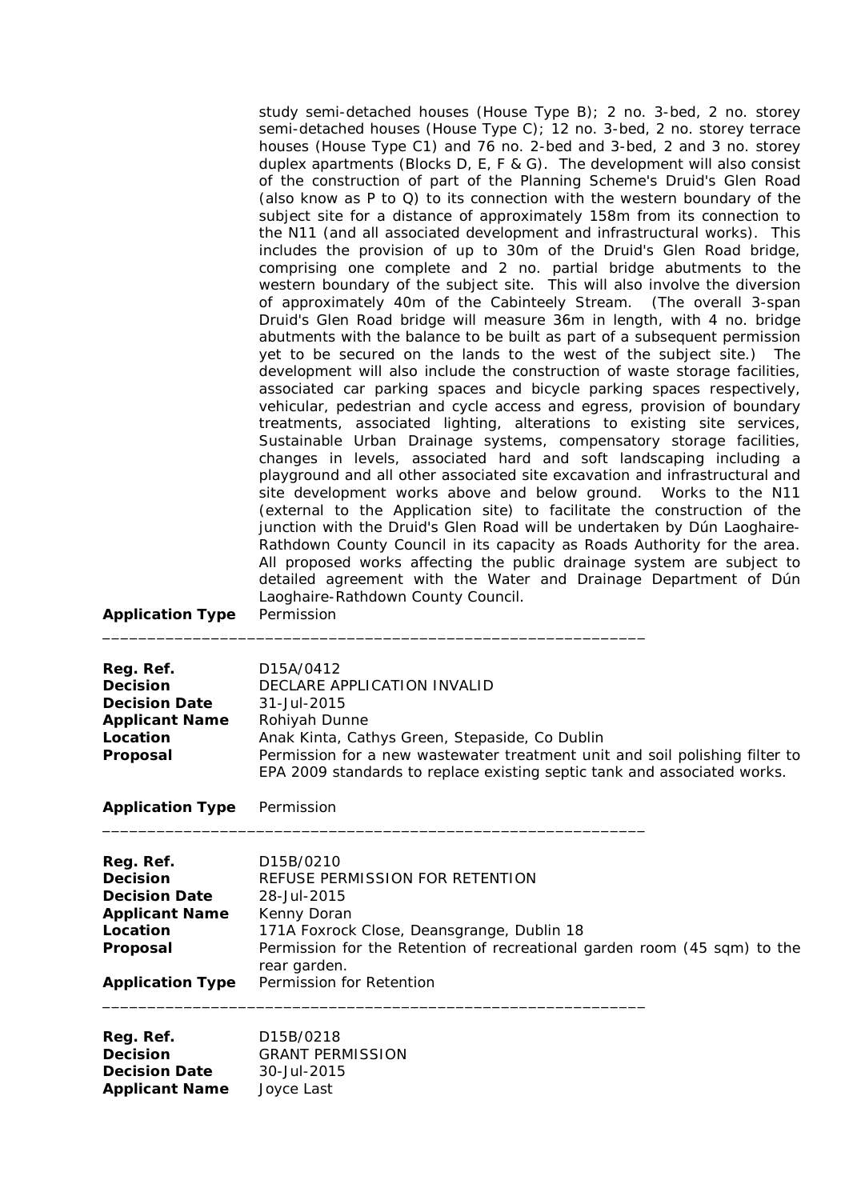study semi-detached houses (House Type B); 2 no. 3-bed, 2 no. storey semi-detached houses (House Type C); 12 no. 3-bed, 2 no. storey terrace houses (House Type C1) and 76 no. 2-bed and 3-bed, 2 and 3 no. storey duplex apartments (Blocks D, E, F & G). The development will also consist of the construction of part of the Planning Scheme's Druid's Glen Road (also know as P to Q) to its connection with the western boundary of the subject site for a distance of approximately 158m from its connection to the N11 (and all associated development and infrastructural works). This includes the provision of up to 30m of the Druid's Glen Road bridge, comprising one complete and 2 no. partial bridge abutments to the western boundary of the subject site. This will also involve the diversion of approximately 40m of the Cabinteely Stream. (The overall 3-span Druid's Glen Road bridge will measure 36m in length, with 4 no. bridge abutments with the balance to be built as part of a subsequent permission yet to be secured on the lands to the west of the subject site.) The development will also include the construction of waste storage facilities, associated car parking spaces and bicycle parking spaces respectively, vehicular, pedestrian and cycle access and egress, provision of boundary treatments, associated lighting, alterations to existing site services, Sustainable Urban Drainage systems, compensatory storage facilities, changes in levels, associated hard and soft landscaping including a playground and all other associated site excavation and infrastructural and site development works above and below ground. Works to the N11 (external to the Application site) to facilitate the construction of the junction with the Druid's Glen Road will be undertaken by Dún Laoghaire-Rathdown County Council in its capacity as Roads Authority for the area. All proposed works affecting the public drainage system are subject to detailed agreement with the Water and Drainage Department of Dún Laoghaire-Rathdown County Council.

**Application Type** Permission

---

**Reg. Ref.** D15A/0412
**Decision** DECLARE APPLICATION INVALID
**Decision Date** 31-Jul-2015
**Applicant Name** Rohiyah Dunne
**Location** Anak Kinta, Cathys Green, Stepaside, Co Dublin
**Proposal** Permission for a new wastewater treatment unit and soil polishing filter to EPA 2009 standards to replace existing septic tank and associated works.

**Application Type** Permission

---

**Reg. Ref.** D15B/0210
**Decision** REFUSE PERMISSION FOR RETENTION
**Decision Date** 28-Jul-2015
**Applicant Name** Kenny Doran
**Location** 171A Foxrock Close, Deansgrange, Dublin 18
**Proposal** Permission for the Retention of recreational garden room (45 sqm) to the rear garden.
**Application Type** Permission for Retention

---

**Reg. Ref.** D15B/0218
**Decision** GRANT PERMISSION
**Decision Date** 30-Jul-2015
**Applicant Name** Joyce Last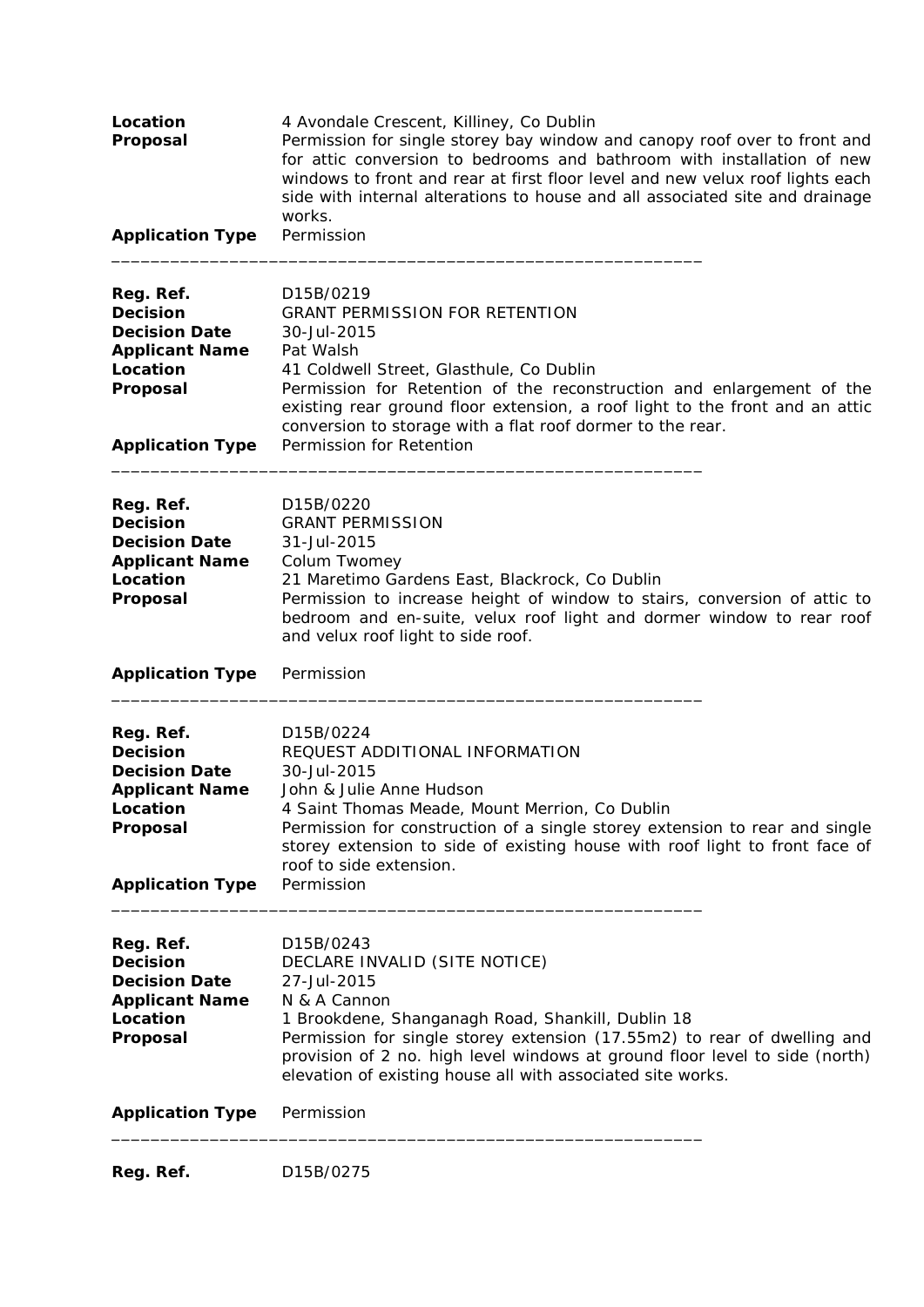**Location** 4 Avondale Crescent, Killiney, Co Dublin
**Proposal** Permission for single storey bay window and canopy roof over to front and for attic conversion to bedrooms and bathroom with installation of new windows to front and rear at first floor level and new velux roof lights each side with internal alterations to house and all associated site and drainage works.
**Application Type** Permission

---

**Reg. Ref.** D15B/0219
**Decision** GRANT PERMISSION FOR RETENTION
**Decision Date** 30-Jul-2015
**Applicant Name** Pat Walsh
**Location** 41 Coldwell Street, Glasthule, Co Dublin
**Proposal** Permission for Retention of the reconstruction and enlargement of the existing rear ground floor extension, a roof light to the front and an attic conversion to storage with a flat roof dormer to the rear.
**Application Type** Permission for Retention

---

**Reg. Ref.** D15B/0220
**Decision** GRANT PERMISSION
**Decision Date** 31-Jul-2015
**Applicant Name** Colum Twomey
**Location** 21 Maretimo Gardens East, Blackrock, Co Dublin
**Proposal** Permission to increase height of window to stairs, conversion of attic to bedroom and en-suite, velux roof light and dormer window to rear roof and velux roof light to side roof.

**Application Type** Permission

---

**Reg. Ref.** D15B/0224
**Decision** REQUEST ADDITIONAL INFORMATION
**Decision Date** 30-Jul-2015
**Applicant Name** John & Julie Anne Hudson
**Location** 4 Saint Thomas Meade, Mount Merrion, Co Dublin
**Proposal** Permission for construction of a single storey extension to rear and single storey extension to side of existing house with roof light to front face of roof to side extension.
**Application Type** Permission

---

**Reg. Ref.** D15B/0243
**Decision** DECLARE INVALID (SITE NOTICE)
**Decision Date** 27-Jul-2015
**Applicant Name** N & A Cannon
**Location** 1 Brookdene, Shanganagh Road, Shankill, Dublin 18
**Proposal** Permission for single storey extension (17.55m2) to rear of dwelling and provision of 2 no. high level windows at ground floor level to side (north) elevation of existing house all with associated site works.

**Application Type** Permission

---

**Reg. Ref.** D15B/0275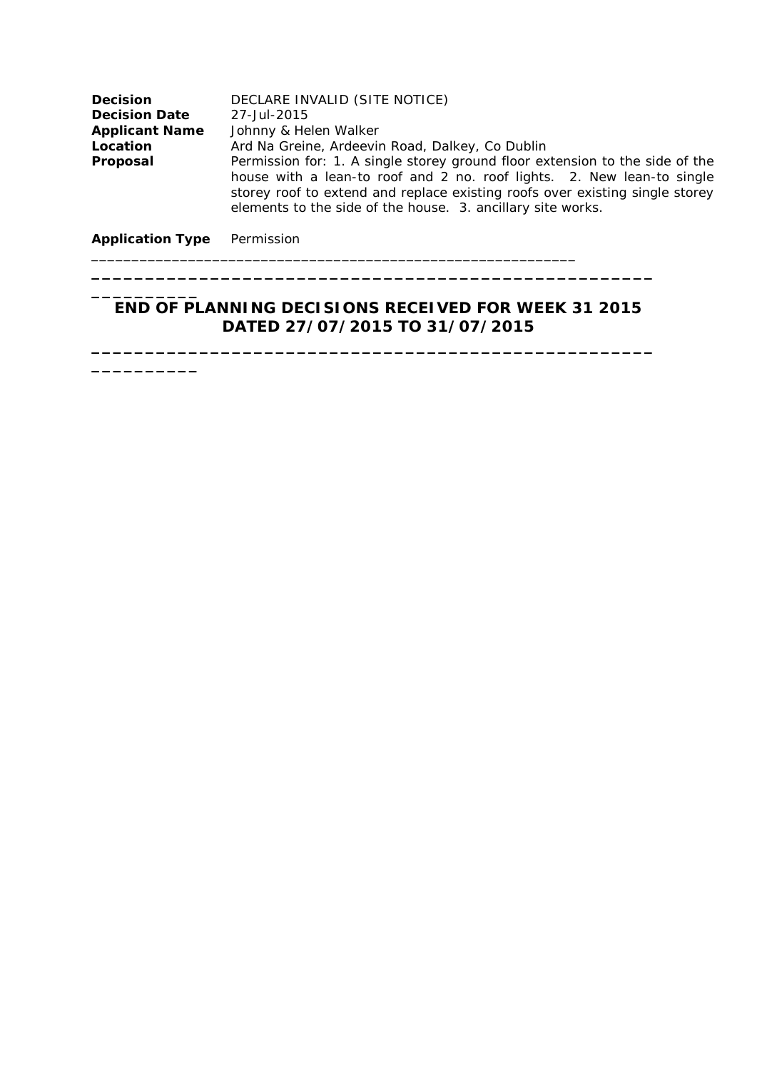| | |
|---|---|
| **Decision** | DECLARE INVALID (SITE NOTICE) |
| **Decision Date** | 27-Jul-2015 |
| **Applicant Name** | Johnny & Helen Walker |
| **Location** | Ard Na Greine, Ardeevin Road, Dalkey, Co Dublin |
| **Proposal** | Permission for: 1. A single storey ground floor extension to the side of the house with a lean-to roof and 2 no. roof lights. 2. New lean-to single storey roof to extend and replace existing roofs over existing single storey elements to the side of the house. 3. ancillary site works. |
| **Application Type** | Permission |

---

**END OF PLANNING DECISIONS RECEIVED FOR WEEK 31 2015**
**DATED 27/07/2015 TO 31/07/2015**

---